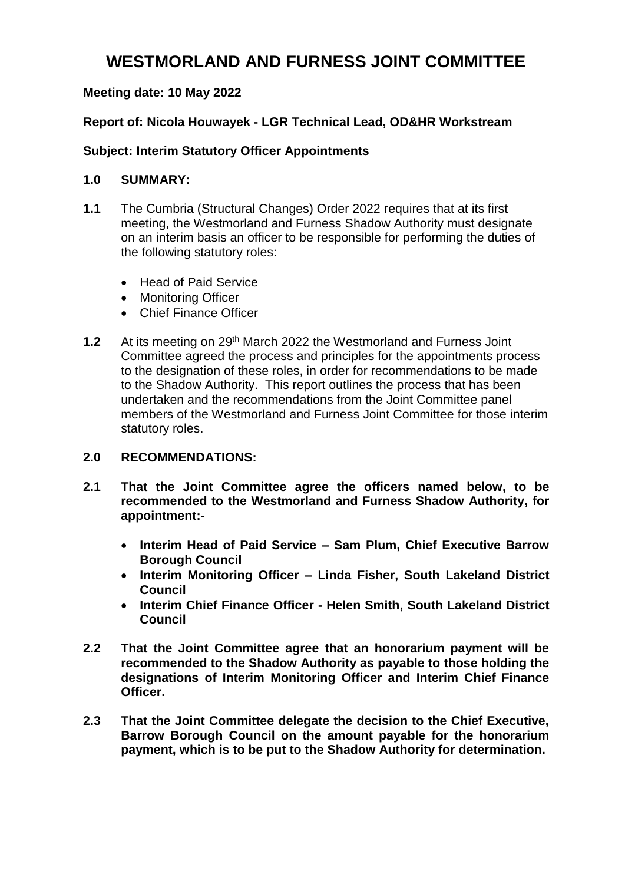# WESTMORLAND AND FURNESS JOINT COMMITTEE

**Meeting date: 10 May 2022**

**Report of: Nicola Houwayek - LGR Technical Lead, OD&HR Workstream**

**Subject: Interim Statutory Officer Appointments**

## 1.0 SUMMARY:

**1.1** The Cumbria (Structural Changes) Order 2022 requires that at its first meeting, the Westmorland and Furness Shadow Authority must designate on an interim basis an officer to be responsible for performing the duties of the following statutory roles:

- Head of Paid Service
- Monitoring Officer
- Chief Finance Officer

**1.2** At its meeting on 29th March 2022 the Westmorland and Furness Joint Committee agreed the process and principles for the appointments process to the designation of these roles, in order for recommendations to be made to the Shadow Authority. This report outlines the process that has been undertaken and the recommendations from the Joint Committee panel members of the Westmorland and Furness Joint Committee for those interim statutory roles.

## 2.0 RECOMMENDATIONS:

**2.1 That the Joint Committee agree the officers named below, to be recommended to the Westmorland and Furness Shadow Authority, for appointment:-**

- **Interim Head of Paid Service – Sam Plum, Chief Executive Barrow Borough Council**
- **Interim Monitoring Officer – Linda Fisher, South Lakeland District Council**
- **Interim Chief Finance Officer - Helen Smith, South Lakeland District Council**

**2.2 That the Joint Committee agree that an honorarium payment will be recommended to the Shadow Authority as payable to those holding the designations of Interim Monitoring Officer and Interim Chief Finance Officer.**

**2.3 That the Joint Committee delegate the decision to the Chief Executive, Barrow Borough Council on the amount payable for the honorarium payment, which is to be put to the Shadow Authority for determination.**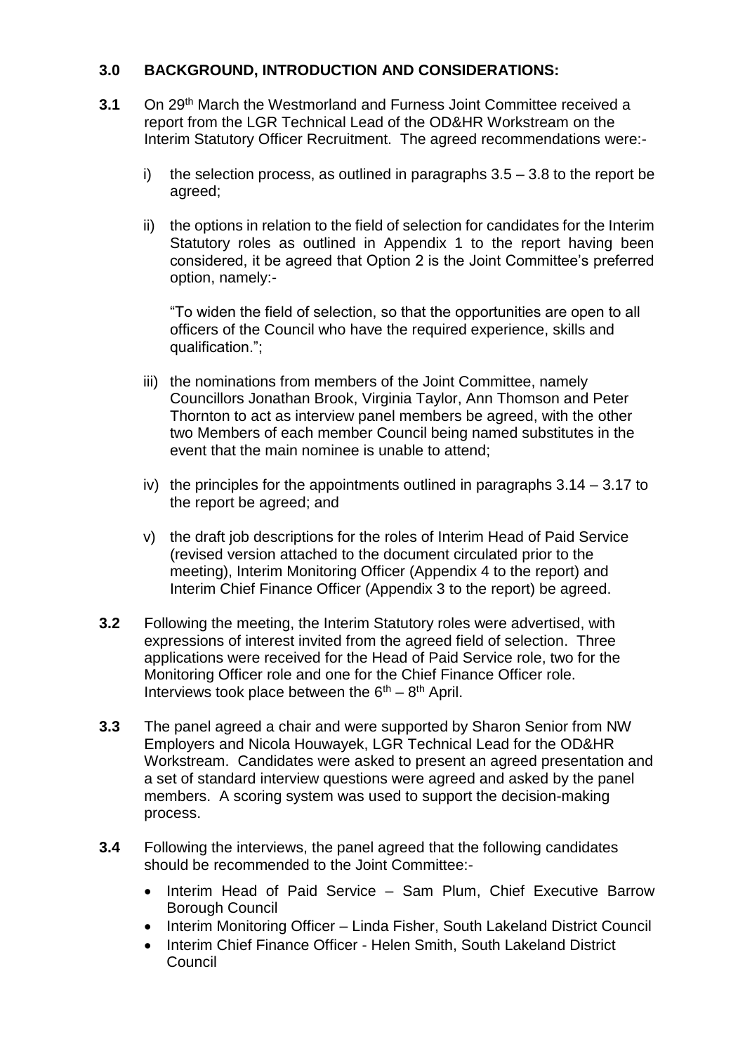## 3.0 BACKGROUND, INTRODUCTION AND CONSIDERATIONS:

**3.1** On 29th March the Westmorland and Furness Joint Committee received a report from the LGR Technical Lead of the OD&HR Workstream on the Interim Statutory Officer Recruitment. The agreed recommendations were:-

i) the selection process, as outlined in paragraphs 3.5 – 3.8 to the report be agreed;

ii) the options in relation to the field of selection for candidates for the Interim Statutory roles as outlined in Appendix 1 to the report having been considered, it be agreed that Option 2 is the Joint Committee's preferred option, namely:-

"To widen the field of selection, so that the opportunities are open to all officers of the Council who have the required experience, skills and qualification.";

iii) the nominations from members of the Joint Committee, namely Councillors Jonathan Brook, Virginia Taylor, Ann Thomson and Peter Thornton to act as interview panel members be agreed, with the other two Members of each member Council being named substitutes in the event that the main nominee is unable to attend;

iv) the principles for the appointments outlined in paragraphs 3.14 – 3.17 to the report be agreed; and

v) the draft job descriptions for the roles of Interim Head of Paid Service (revised version attached to the document circulated prior to the meeting), Interim Monitoring Officer (Appendix 4 to the report) and Interim Chief Finance Officer (Appendix 3 to the report) be agreed.

**3.2** Following the meeting, the Interim Statutory roles were advertised, with expressions of interest invited from the agreed field of selection. Three applications were received for the Head of Paid Service role, two for the Monitoring Officer role and one for the Chief Finance Officer role. Interviews took place between the 6th – 8th April.

**3.3** The panel agreed a chair and were supported by Sharon Senior from NW Employers and Nicola Houwayek, LGR Technical Lead for the OD&HR Workstream. Candidates were asked to present an agreed presentation and a set of standard interview questions were agreed and asked by the panel members. A scoring system was used to support the decision-making process.

**3.4** Following the interviews, the panel agreed that the following candidates should be recommended to the Joint Committee:-

- Interim Head of Paid Service – Sam Plum, Chief Executive Barrow Borough Council
- Interim Monitoring Officer – Linda Fisher, South Lakeland District Council
- Interim Chief Finance Officer - Helen Smith, South Lakeland District Council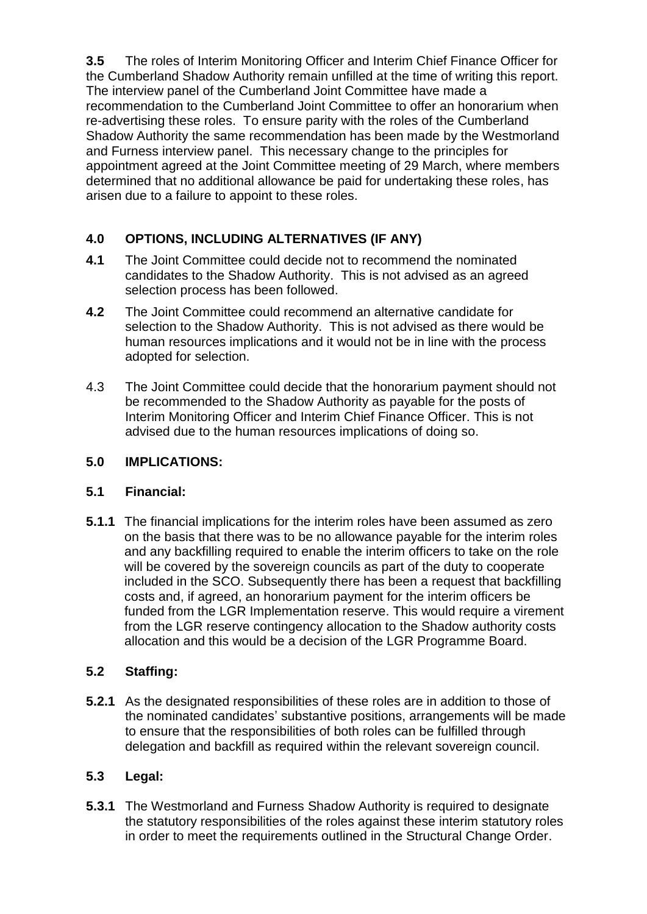**3.5** The roles of Interim Monitoring Officer and Interim Chief Finance Officer for the Cumberland Shadow Authority remain unfilled at the time of writing this report. The interview panel of the Cumberland Joint Committee have made a recommendation to the Cumberland Joint Committee to offer an honorarium when re-advertising these roles. To ensure parity with the roles of the Cumberland Shadow Authority the same recommendation has been made by the Westmorland and Furness interview panel. This necessary change to the principles for appointment agreed at the Joint Committee meeting of 29 March, where members determined that no additional allowance be paid for undertaking these roles, has arisen due to a failure to appoint to these roles.

## 4.0 OPTIONS, INCLUDING ALTERNATIVES (IF ANY)

**4.1** The Joint Committee could decide not to recommend the nominated candidates to the Shadow Authority. This is not advised as an agreed selection process has been followed.

**4.2** The Joint Committee could recommend an alternative candidate for selection to the Shadow Authority. This is not advised as there would be human resources implications and it would not be in line with the process adopted for selection.

4.3 The Joint Committee could decide that the honorarium payment should not be recommended to the Shadow Authority as payable for the posts of Interim Monitoring Officer and Interim Chief Finance Officer. This is not advised due to the human resources implications of doing so.

## 5.0 IMPLICATIONS:

### 5.1 Financial:

**5.1.1** The financial implications for the interim roles have been assumed as zero on the basis that there was to be no allowance payable for the interim roles and any backfilling required to enable the interim officers to take on the role will be covered by the sovereign councils as part of the duty to cooperate included in the SCO. Subsequently there has been a request that backfilling costs and, if agreed, an honorarium payment for the interim officers be funded from the LGR Implementation reserve. This would require a virement from the LGR reserve contingency allocation to the Shadow authority costs allocation and this would be a decision of the LGR Programme Board.

### 5.2 Staffing:

**5.2.1** As the designated responsibilities of these roles are in addition to those of the nominated candidates' substantive positions, arrangements will be made to ensure that the responsibilities of both roles can be fulfilled through delegation and backfill as required within the relevant sovereign council.

### 5.3 Legal:

**5.3.1** The Westmorland and Furness Shadow Authority is required to designate the statutory responsibilities of the roles against these interim statutory roles in order to meet the requirements outlined in the Structural Change Order.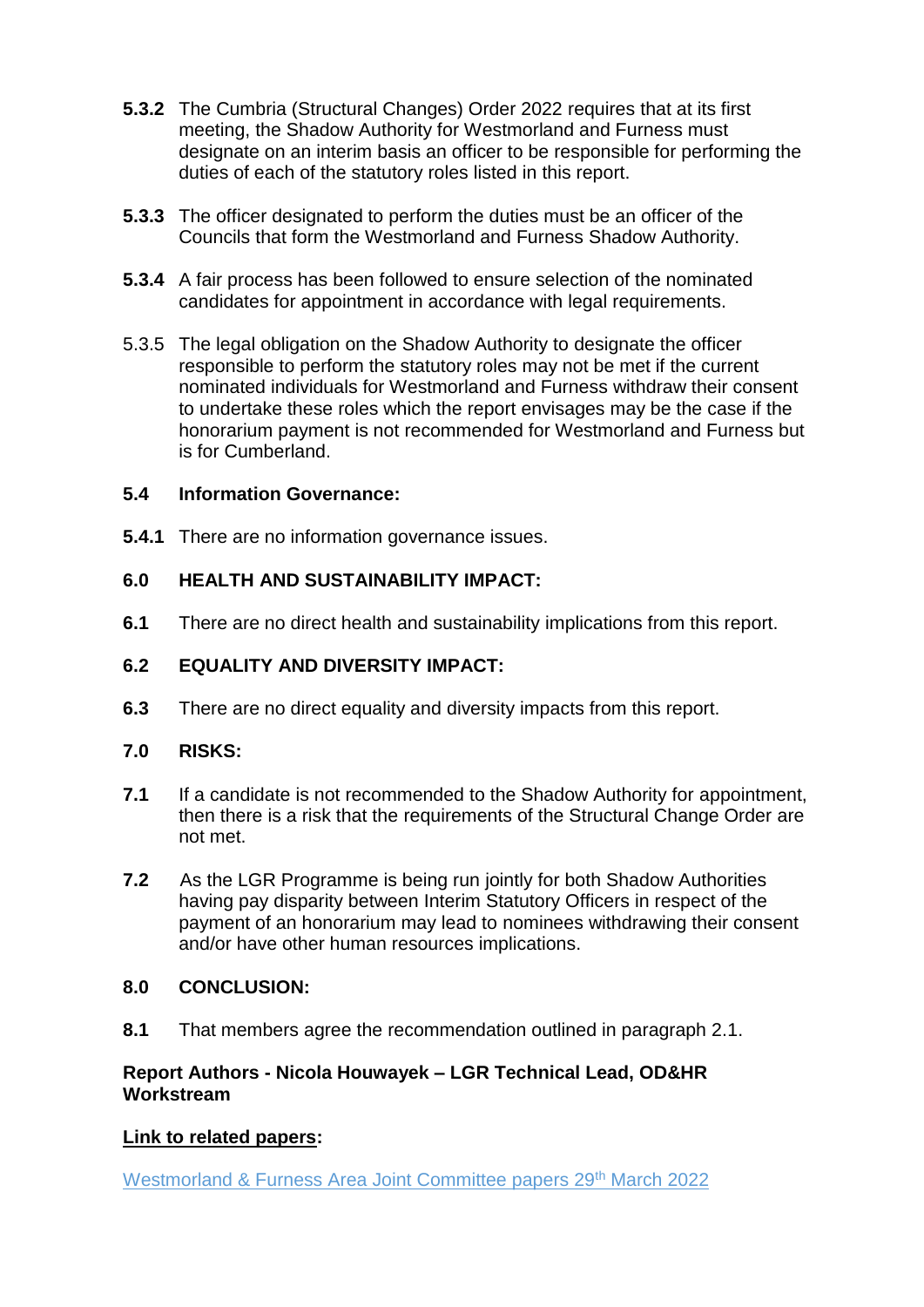**5.3.2** The Cumbria (Structural Changes) Order 2022 requires that at its first meeting, the Shadow Authority for Westmorland and Furness must designate on an interim basis an officer to be responsible for performing the duties of each of the statutory roles listed in this report.

**5.3.3** The officer designated to perform the duties must be an officer of the Councils that form the Westmorland and Furness Shadow Authority.

**5.3.4** A fair process has been followed to ensure selection of the nominated candidates for appointment in accordance with legal requirements.

5.3.5 The legal obligation on the Shadow Authority to designate the officer responsible to perform the statutory roles may not be met if the current nominated individuals for Westmorland and Furness withdraw their consent to undertake these roles which the report envisages may be the case if the honorarium payment is not recommended for Westmorland and Furness but is for Cumberland.

**5.4 Information Governance:**

**5.4.1** There are no information governance issues.

## 6.0 HEALTH AND SUSTAINABILITY IMPACT:

**6.1** There are no direct health and sustainability implications from this report.

## 6.2 EQUALITY AND DIVERSITY IMPACT:

**6.3** There are no direct equality and diversity impacts from this report.

## 7.0 RISKS:

**7.1** If a candidate is not recommended to the Shadow Authority for appointment, then there is a risk that the requirements of the Structural Change Order are not met.

**7.2** As the LGR Programme is being run jointly for both Shadow Authorities having pay disparity between Interim Statutory Officers in respect of the payment of an honorarium may lead to nominees withdrawing their consent and/or have other human resources implications.

## 8.0 CONCLUSION:

**8.1** That members agree the recommendation outlined in paragraph 2.1.

**Report Authors - Nicola Houwayek – LGR Technical Lead, OD&HR Workstream**

**Link to related papers:**

Westmorland & Furness Area Joint Committee papers 29th March 2022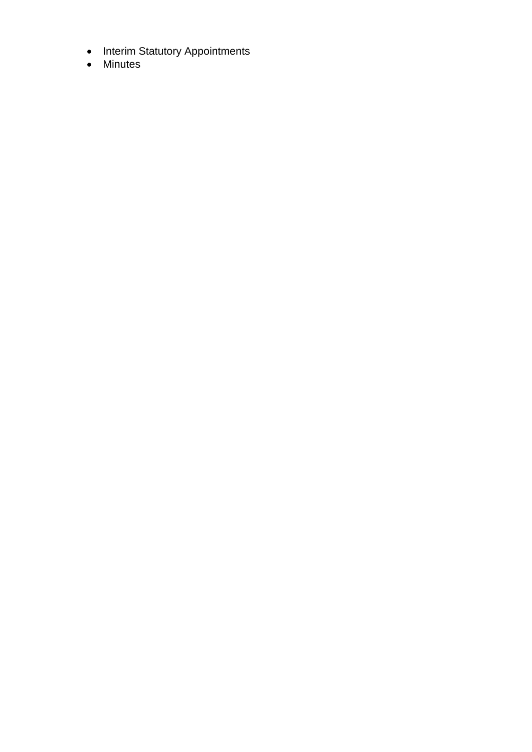- Interim Statutory Appointments
- Minutes